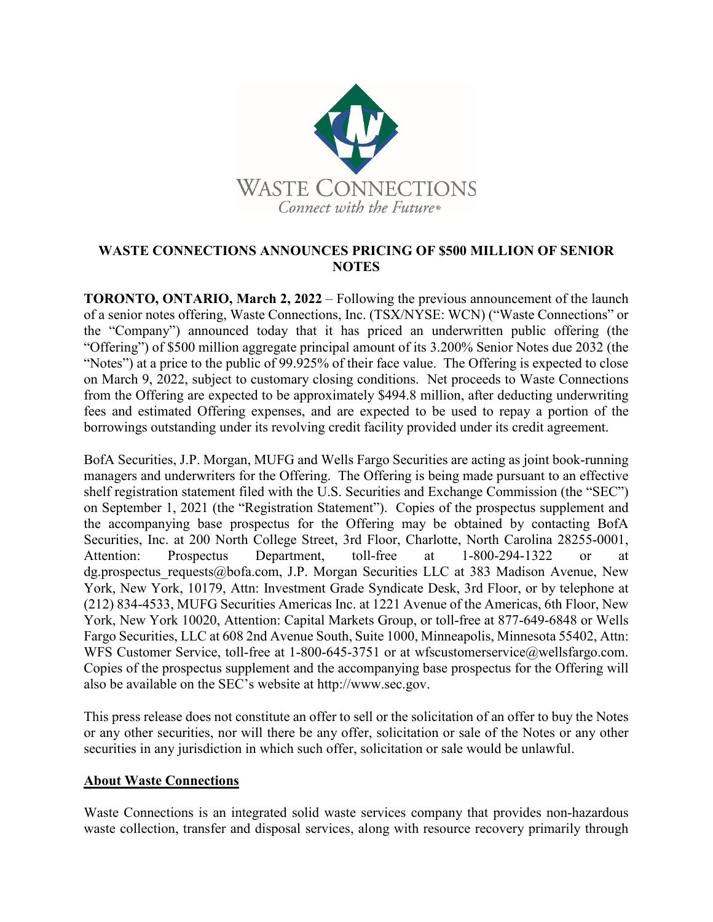WASTE CONNECTIONS

*Connect with the Future®*

# WASTE CONNECTIONS ANNOUNCES PRICING OF $500 MILLION OF SENIOR NOTES

**TORONTO, ONTARIO, March 2, 2022** – Following the previous announcement of the launch of a senior notes offering, Waste Connections, Inc. (TSX/NYSE: WCN) ("Waste Connections" or the "Company") announced today that it has priced an underwritten public offering (the "Offering") of $500 million aggregate principal amount of its 3.200% Senior Notes due 2032 (the "Notes") at a price to the public of 99.925% of their face value. The Offering is expected to close on March 9, 2022, subject to customary closing conditions. Net proceeds to Waste Connections from the Offering are expected to be approximately $494.8 million, after deducting underwriting fees and estimated Offering expenses, and are expected to be used to repay a portion of the borrowings outstanding under its revolving credit facility provided under its credit agreement.

BofA Securities, J.P. Morgan, MUFG and Wells Fargo Securities are acting as joint book-running managers and underwriters for the Offering. The Offering is being made pursuant to an effective shelf registration statement filed with the U.S. Securities and Exchange Commission (the "SEC") on September 1, 2021 (the "Registration Statement"). Copies of the prospectus supplement and the accompanying base prospectus for the Offering may be obtained by contacting BofA Securities, Inc. at 200 North College Street, 3rd Floor, Charlotte, North Carolina 28255-0001, Attention: Prospectus Department, toll-free at 1-800-294-1322 or at dg.prospectus_requests@bofa.com, J.P. Morgan Securities LLC at 383 Madison Avenue, New York, New York, 10179, Attn: Investment Grade Syndicate Desk, 3rd Floor, or by telephone at (212) 834-4533, MUFG Securities Americas Inc. at 1221 Avenue of the Americas, 6th Floor, New York, New York 10020, Attention: Capital Markets Group, or toll-free at 877-649-6848 or Wells Fargo Securities, LLC at 608 2nd Avenue South, Suite 1000, Minneapolis, Minnesota 55402, Attn: WFS Customer Service, toll-free at 1-800-645-3751 or at wfscustomerservice@wellsfargo.com. Copies of the prospectus supplement and the accompanying base prospectus for the Offering will also be available on the SEC's website at http://www.sec.gov.

This press release does not constitute an offer to sell or the solicitation of an offer to buy the Notes or any other securities, nor will there be any offer, solicitation or sale of the Notes or any other securities in any jurisdiction in which such offer, solicitation or sale would be unlawful.

## About Waste Connections

Waste Connections is an integrated solid waste services company that provides non-hazardous waste collection, transfer and disposal services, along with resource recovery primarily through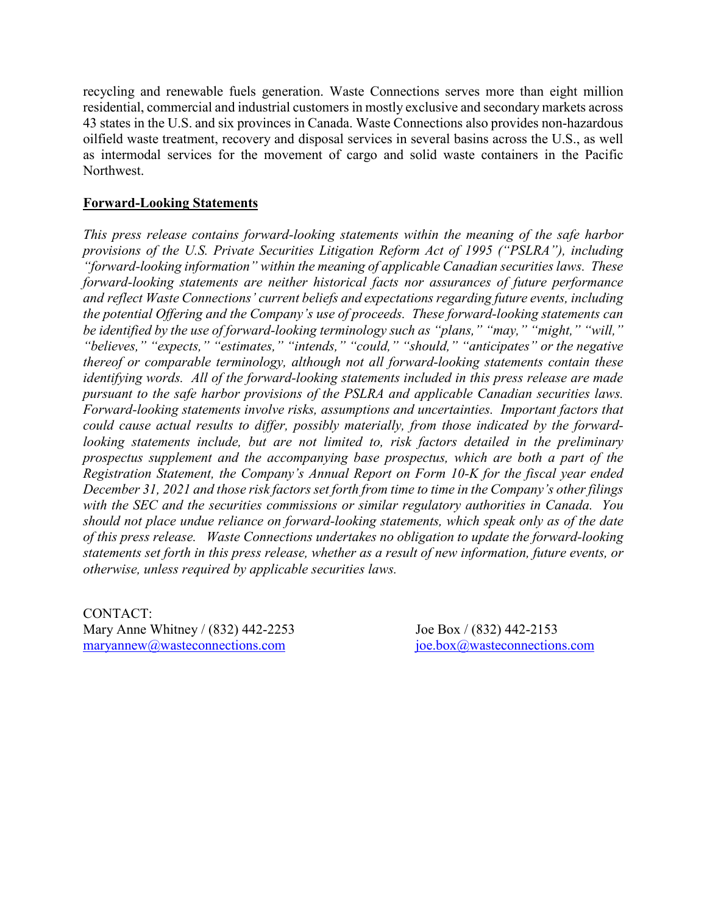recycling and renewable fuels generation. Waste Connections serves more than eight million residential, commercial and industrial customers in mostly exclusive and secondary markets across 43 states in the U.S. and six provinces in Canada. Waste Connections also provides non-hazardous oilfield waste treatment, recovery and disposal services in several basins across the U.S., as well as intermodal services for the movement of cargo and solid waste containers in the Pacific Northwest.

**Forward-Looking Statements**

*This press release contains forward-looking statements within the meaning of the safe harbor provisions of the U.S. Private Securities Litigation Reform Act of 1995 ("PSLRA"), including "forward-looking information" within the meaning of applicable Canadian securities laws. These forward-looking statements are neither historical facts nor assurances of future performance and reflect Waste Connections' current beliefs and expectations regarding future events, including the potential Offering and the Company's use of proceeds. These forward-looking statements can be identified by the use of forward-looking terminology such as "plans," "may," "might," "will," "believes," "expects," "estimates," "intends," "could," "should," "anticipates" or the negative thereof or comparable terminology, although not all forward-looking statements contain these identifying words. All of the forward-looking statements included in this press release are made pursuant to the safe harbor provisions of the PSLRA and applicable Canadian securities laws. Forward-looking statements involve risks, assumptions and uncertainties. Important factors that could cause actual results to differ, possibly materially, from those indicated by the forward-looking statements include, but are not limited to, risk factors detailed in the preliminary prospectus supplement and the accompanying base prospectus, which are both a part of the Registration Statement, the Company's Annual Report on Form 10-K for the fiscal year ended December 31, 2021 and those risk factors set forth from time to time in the Company's other filings with the SEC and the securities commissions or similar regulatory authorities in Canada. You should not place undue reliance on forward-looking statements, which speak only as of the date of this press release. Waste Connections undertakes no obligation to update the forward-looking statements set forth in this press release, whether as a result of new information, future events, or otherwise, unless required by applicable securities laws.*

CONTACT:

Mary Anne Whitney / (832) 442-2253
maryannew@wasteconnections.com

Joe Box / (832) 442-2153
joe.box@wasteconnections.com